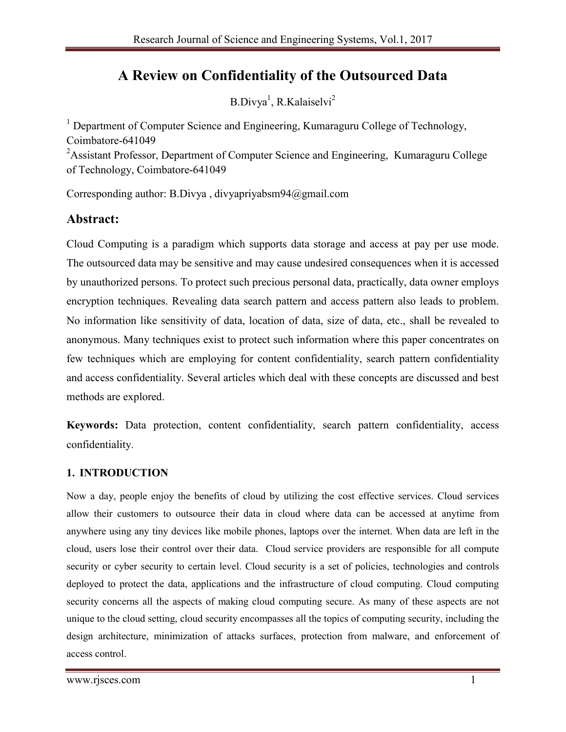# A Review on Confidentiality of the Outsourced Data

B.Divya[1], R.Kalaiselvi[2]

[1] Department of Computer Science and Engineering, Kumaraguru College of Technology, Coimbatore-641049

[2] Assistant Professor, Department of Computer Science and Engineering, Kumaraguru College of Technology, Coimbatore-641049

Corresponding author: B.Divya , divyapriyabsm94@gmail.com

## Abstract:

Cloud Computing is a paradigm which supports data storage and access at pay per use mode. The outsourced data may be sensitive and may cause undesired consequences when it is accessed by unauthorized persons. To protect such precious personal data, practically, data owner employs encryption techniques. Revealing data search pattern and access pattern also leads to problem. No information like sensitivity of data, location of data, size of data, etc., shall be revealed to anonymous. Many techniques exist to protect such information where this paper concentrates on few techniques which are employing for content confidentiality, search pattern confidentiality and access confidentiality. Several articles which deal with these concepts are discussed and best methods are explored.

**Keywords:** Data protection, content confidentiality, search pattern confidentiality, access confidentiality.

## 1. INTRODUCTION

Now a day, people enjoy the benefits of cloud by utilizing the cost effective services. Cloud services allow their customers to outsource their data in cloud where data can be accessed at anytime from anywhere using any tiny devices like mobile phones, laptops over the internet. When data are left in the cloud, users lose their control over their data. Cloud service providers are responsible for all compute security or cyber security to certain level. Cloud security is a set of policies, technologies and controls deployed to protect the data, applications and the infrastructure of cloud computing. Cloud computing security concerns all the aspects of making cloud computing secure. As many of these aspects are not unique to the cloud setting, cloud security encompasses all the topics of computing security, including the design architecture, minimization of attacks surfaces, protection from malware, and enforcement of access control.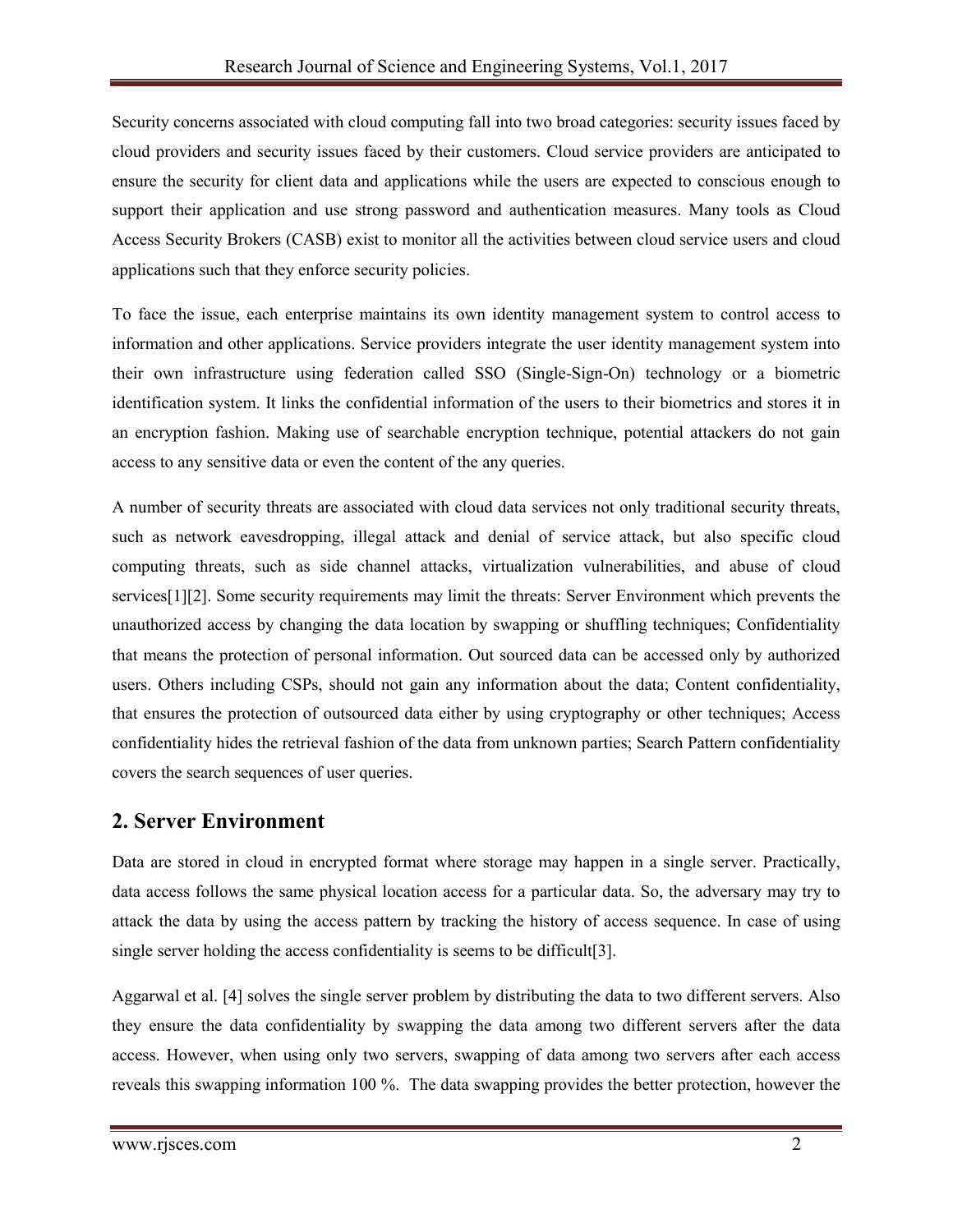Security concerns associated with cloud computing fall into two broad categories: security issues faced by cloud providers and security issues faced by their customers. Cloud service providers are anticipated to ensure the security for client data and applications while the users are expected to conscious enough to support their application and use strong password and authentication measures. Many tools as Cloud Access Security Brokers (CASB) exist to monitor all the activities between cloud service users and cloud applications such that they enforce security policies.

To face the issue, each enterprise maintains its own identity management system to control access to information and other applications. Service providers integrate the user identity management system into their own infrastructure using federation called SSO (Single-Sign-On) technology or a biometric identification system. It links the confidential information of the users to their biometrics and stores it in an encryption fashion. Making use of searchable encryption technique, potential attackers do not gain access to any sensitive data or even the content of the any queries.

A number of security threats are associated with cloud data services not only traditional security threats, such as network eavesdropping, illegal attack and denial of service attack, but also specific cloud computing threats, such as side channel attacks, virtualization vulnerabilities, and abuse of cloud services[1][2]. Some security requirements may limit the threats: Server Environment which prevents the unauthorized access by changing the data location by swapping or shuffling techniques; Confidentiality that means the protection of personal information. Out sourced data can be accessed only by authorized users. Others including CSPs, should not gain any information about the data; Content confidentiality, that ensures the protection of outsourced data either by using cryptography or other techniques; Access confidentiality hides the retrieval fashion of the data from unknown parties; Search Pattern confidentiality covers the search sequences of user queries.

## 2. Server Environment

Data are stored in cloud in encrypted format where storage may happen in a single server. Practically, data access follows the same physical location access for a particular data. So, the adversary may try to attack the data by using the access pattern by tracking the history of access sequence. In case of using single server holding the access confidentiality is seems to be difficult[3].

Aggarwal et al. [4] solves the single server problem by distributing the data to two different servers. Also they ensure the data confidentiality by swapping the data among two different servers after the data access. However, when using only two servers, swapping of data among two servers after each access reveals this swapping information 100 %. The data swapping provides the better protection, however the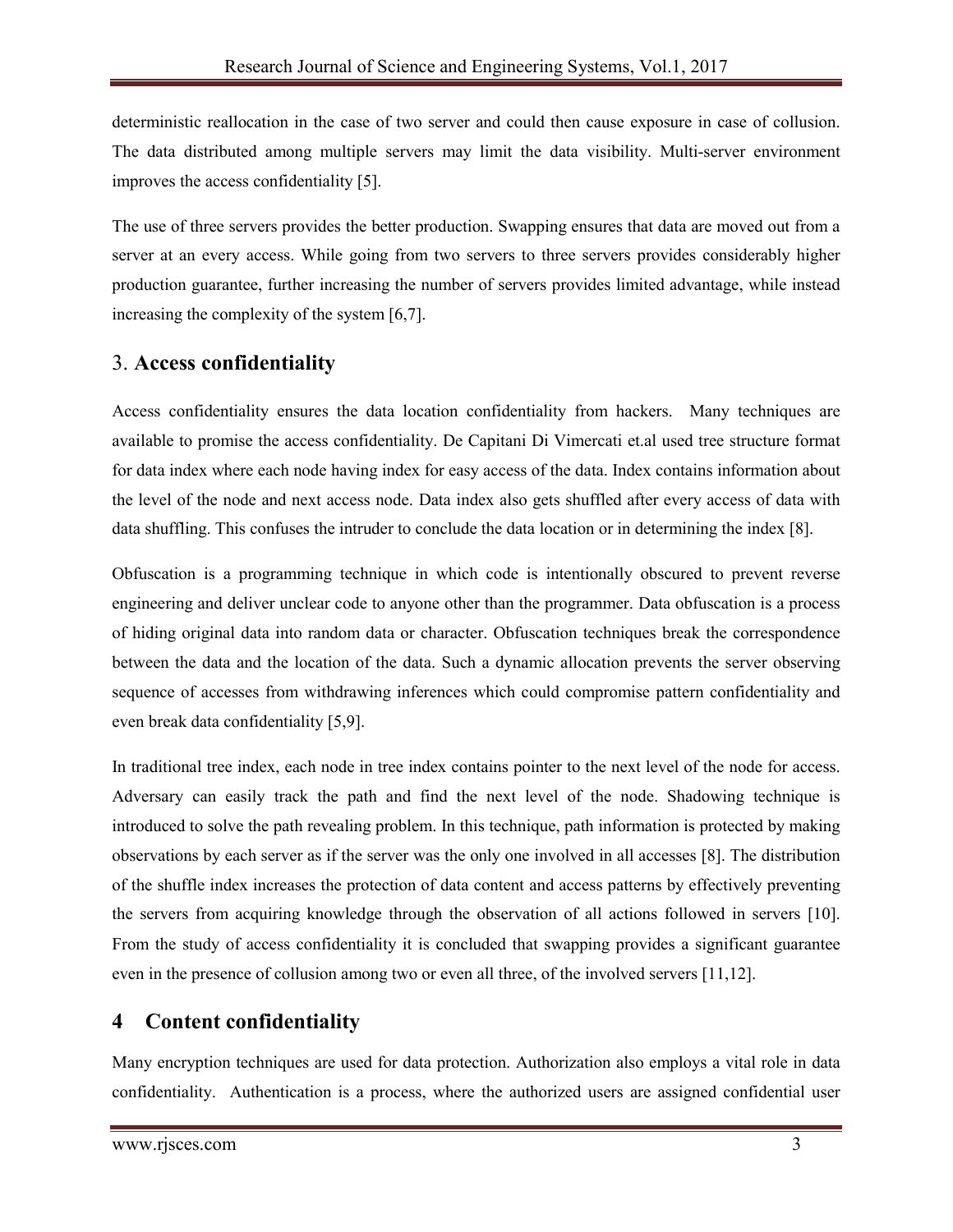deterministic reallocation in the case of two server and could then cause exposure in case of collusion. The data distributed among multiple servers may limit the data visibility. Multi-server environment improves the access confidentiality [5].

The use of three servers provides the better production. Swapping ensures that data are moved out from a server at an every access. While going from two servers to three servers provides considerably higher production guarantee, further increasing the number of servers provides limited advantage, while instead increasing the complexity of the system [6,7].

## 3. **Access confidentiality**

Access confidentiality ensures the data location confidentiality from hackers. Many techniques are available to promise the access confidentiality. De Capitani Di Vimercati et.al used tree structure format for data index where each node having index for easy access of the data. Index contains information about the level of the node and next access node. Data index also gets shuffled after every access of data with data shuffling. This confuses the intruder to conclude the data location or in determining the index [8].

Obfuscation is a programming technique in which code is intentionally obscured to prevent reverse engineering and deliver unclear code to anyone other than the programmer. Data obfuscation is a process of hiding original data into random data or character. Obfuscation techniques break the correspondence between the data and the location of the data. Such a dynamic allocation prevents the server observing sequence of accesses from withdrawing inferences which could compromise pattern confidentiality and even break data confidentiality [5,9].

In traditional tree index, each node in tree index contains pointer to the next level of the node for access. Adversary can easily track the path and find the next level of the node. Shadowing technique is introduced to solve the path revealing problem. In this technique, path information is protected by making observations by each server as if the server was the only one involved in all accesses [8]. The distribution of the shuffle index increases the protection of data content and access patterns by effectively preventing the servers from acquiring knowledge through the observation of all actions followed in servers [10]. From the study of access confidentiality it is concluded that swapping provides a significant guarantee even in the presence of collusion among two or even all three, of the involved servers [11,12].

## 4 Content confidentiality

Many encryption techniques are used for data protection. Authorization also employs a vital role in data confidentiality. Authentication is a process, where the authorized users are assigned confidential user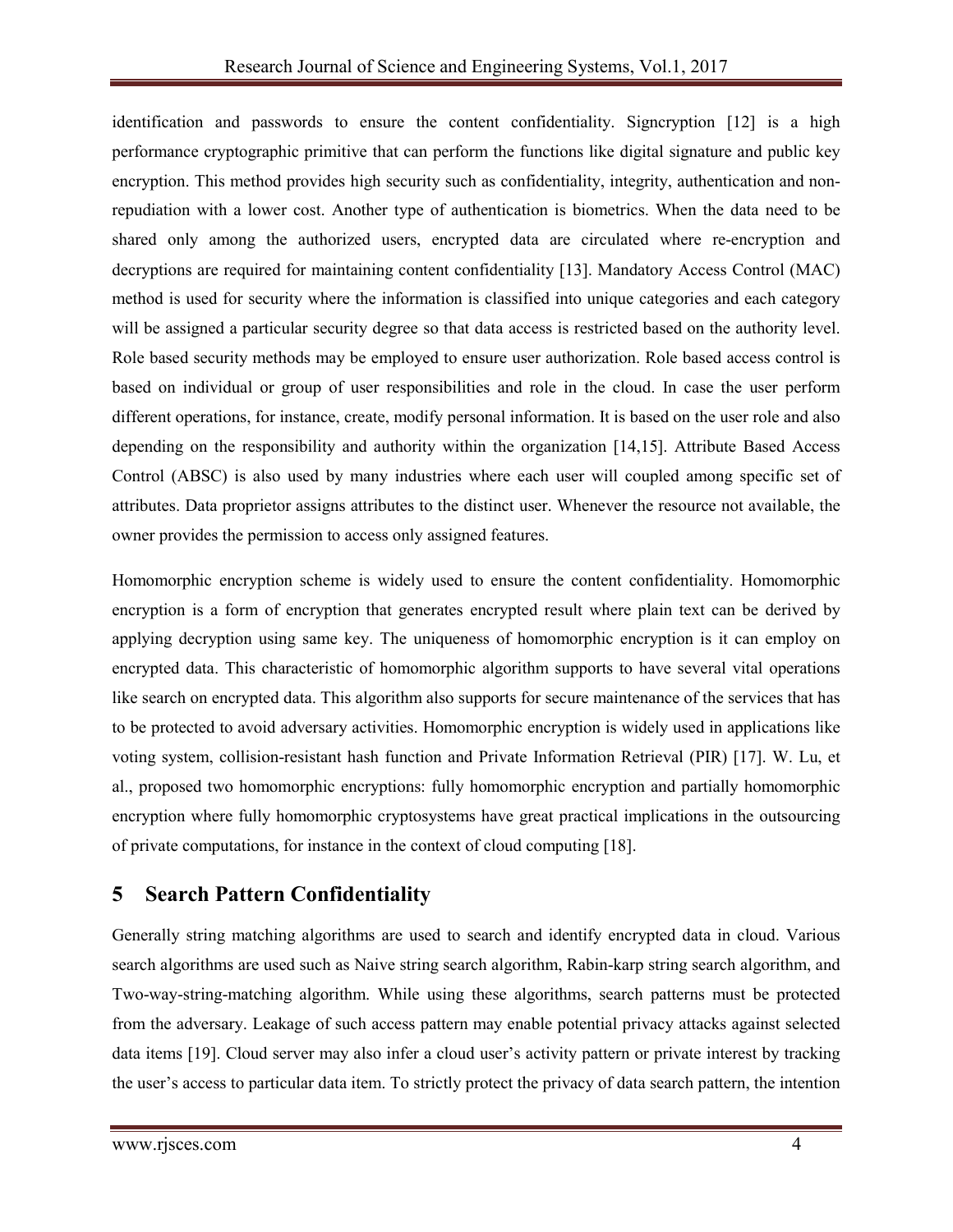identification and passwords to ensure the content confidentiality. Signcryption [12] is a high performance cryptographic primitive that can perform the functions like digital signature and public key encryption. This method provides high security such as confidentiality, integrity, authentication and non-repudiation with a lower cost. Another type of authentication is biometrics. When the data need to be shared only among the authorized users, encrypted data are circulated where re-encryption and decryptions are required for maintaining content confidentiality [13]. Mandatory Access Control (MAC) method is used for security where the information is classified into unique categories and each category will be assigned a particular security degree so that data access is restricted based on the authority level. Role based security methods may be employed to ensure user authorization. Role based access control is based on individual or group of user responsibilities and role in the cloud. In case the user perform different operations, for instance, create, modify personal information. It is based on the user role and also depending on the responsibility and authority within the organization [14,15]. Attribute Based Access Control (ABSC) is also used by many industries where each user will coupled among specific set of attributes. Data proprietor assigns attributes to the distinct user. Whenever the resource not available, the owner provides the permission to access only assigned features.

Homomorphic encryption scheme is widely used to ensure the content confidentiality. Homomorphic encryption is a form of encryption that generates encrypted result where plain text can be derived by applying decryption using same key. The uniqueness of homomorphic encryption is it can employ on encrypted data. This characteristic of homomorphic algorithm supports to have several vital operations like search on encrypted data. This algorithm also supports for secure maintenance of the services that has to be protected to avoid adversary activities. Homomorphic encryption is widely used in applications like voting system, collision-resistant hash function and Private Information Retrieval (PIR) [17]. W. Lu, et al., proposed two homomorphic encryptions: fully homomorphic encryption and partially homomorphic encryption where fully homomorphic cryptosystems have great practical implications in the outsourcing of private computations, for instance in the context of cloud computing [18].

## 5 Search Pattern Confidentiality

Generally string matching algorithms are used to search and identify encrypted data in cloud. Various search algorithms are used such as Naive string search algorithm, Rabin-karp string search algorithm, and Two-way-string-matching algorithm. While using these algorithms, search patterns must be protected from the adversary. Leakage of such access pattern may enable potential privacy attacks against selected data items [19]. Cloud server may also infer a cloud user's activity pattern or private interest by tracking the user's access to particular data item. To strictly protect the privacy of data search pattern, the intention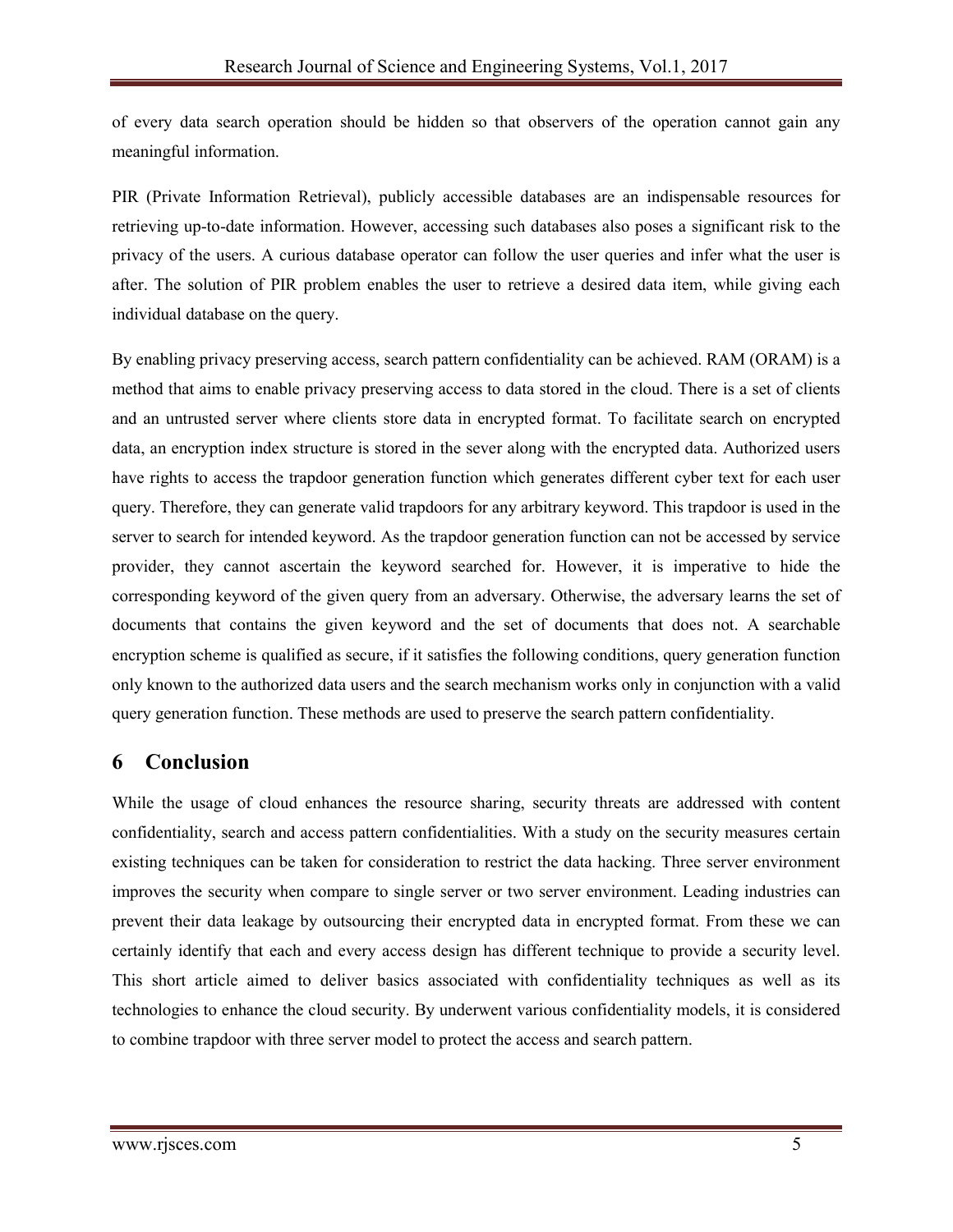of every data search operation should be hidden so that observers of the operation cannot gain any meaningful information.

PIR (Private Information Retrieval), publicly accessible databases are an indispensable resources for retrieving up-to-date information. However, accessing such databases also poses a significant risk to the privacy of the users. A curious database operator can follow the user queries and infer what the user is after. The solution of PIR problem enables the user to retrieve a desired data item, while giving each individual database on the query.

By enabling privacy preserving access, search pattern confidentiality can be achieved. RAM (ORAM) is a method that aims to enable privacy preserving access to data stored in the cloud. There is a set of clients and an untrusted server where clients store data in encrypted format. To facilitate search on encrypted data, an encryption index structure is stored in the sever along with the encrypted data. Authorized users have rights to access the trapdoor generation function which generates different cyber text for each user query. Therefore, they can generate valid trapdoors for any arbitrary keyword. This trapdoor is used in the server to search for intended keyword. As the trapdoor generation function can not be accessed by service provider, they cannot ascertain the keyword searched for. However, it is imperative to hide the corresponding keyword of the given query from an adversary. Otherwise, the adversary learns the set of documents that contains the given keyword and the set of documents that does not. A searchable encryption scheme is qualified as secure, if it satisfies the following conditions, query generation function only known to the authorized data users and the search mechanism works only in conjunction with a valid query generation function. These methods are used to preserve the search pattern confidentiality.

# 6 Conclusion

While the usage of cloud enhances the resource sharing, security threats are addressed with content confidentiality, search and access pattern confidentialities. With a study on the security measures certain existing techniques can be taken for consideration to restrict the data hacking. Three server environment improves the security when compare to single server or two server environment. Leading industries can prevent their data leakage by outsourcing their encrypted data in encrypted format. From these we can certainly identify that each and every access design has different technique to provide a security level. This short article aimed to deliver basics associated with confidentiality techniques as well as its technologies to enhance the cloud security. By underwent various confidentiality models, it is considered to combine trapdoor with three server model to protect the access and search pattern.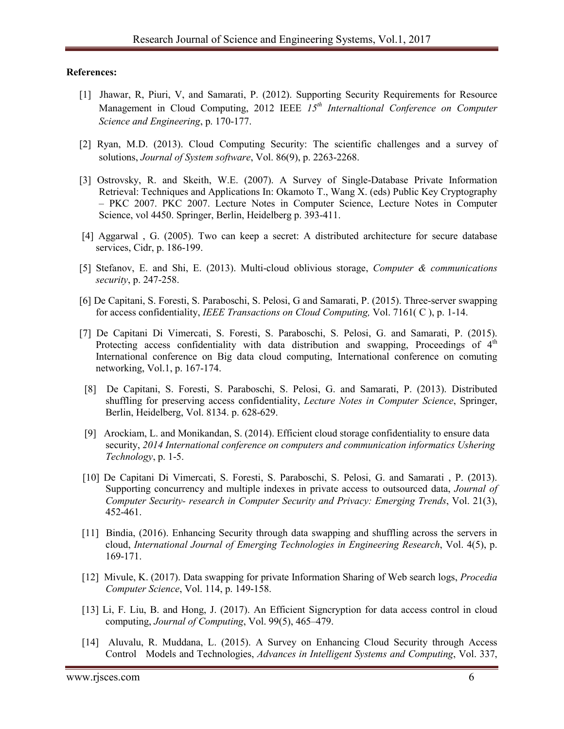**References:**

[1] Jhawar, R, Piuri, V, and Samarati, P. (2012). Supporting Security Requirements for Resource Management in Cloud Computing, 2012 IEEE *15th Internaltional Conference on Computer Science and Engineering*, p. 170-177.

[2] Ryan, M.D. (2013). Cloud Computing Security: The scientific challenges and a survey of solutions, *Journal of System software*, Vol. 86(9), p. 2263-2268.

[3] Ostrovsky, R. and Skeith, W.E. (2007). A Survey of Single-Database Private Information Retrieval: Techniques and Applications In: Okamoto T., Wang X. (eds) Public Key Cryptography – PKC 2007. PKC 2007. Lecture Notes in Computer Science, Lecture Notes in Computer Science, vol 4450. Springer, Berlin, Heidelberg p. 393-411.

[4] Aggarwal , G. (2005). Two can keep a secret: A distributed architecture for secure database services, Cidr, p. 186-199.

[5] Stefanov, E. and Shi, E. (2013). Multi-cloud oblivious storage, *Computer & communications security*, p. 247-258.

[6] De Capitani, S. Foresti, S. Paraboschi, S. Pelosi, G and Samarati, P. (2015). Three-server swapping for access confidentiality, *IEEE Transactions on Cloud Computing,* Vol. 7161( C ), p. 1-14.

[7] De Capitani Di Vimercati, S. Foresti, S. Paraboschi, S. Pelosi, G. and Samarati, P. (2015). Protecting access confidentiality with data distribution and swapping, Proceedings of 4th International conference on Big data cloud computing, International conference on comuting networking, Vol.1, p. 167-174.

[8] De Capitani, S. Foresti, S. Paraboschi, S. Pelosi, G. and Samarati, P. (2013). Distributed shuffling for preserving access confidentiality, *Lecture Notes in Computer Science*, Springer, Berlin, Heidelberg, Vol. 8134. p. 628-629.

[9] Arockiam, L. and Monikandan, S. (2014). Efficient cloud storage confidentiality to ensure data security, *2014 International conference on computers and communication informatics Ushering Technology*, p. 1-5.

[10] De Capitani Di Vimercati, S. Foresti, S. Paraboschi, S. Pelosi, G. and Samarati , P. (2013). Supporting concurrency and multiple indexes in private access to outsourced data, *Journal of Computer Security- research in Computer Security and Privacy: Emerging Trends*, Vol. 21(3), 452-461.

[11] Bindia, (2016). Enhancing Security through data swapping and shuffling across the servers in cloud, *International Journal of Emerging Technologies in Engineering Research*, Vol. 4(5), p. 169-171.

[12] Mivule, K. (2017). Data swapping for private Information Sharing of Web search logs, *Procedia Computer Science*, Vol. 114, p. 149-158.

[13] Li, F. Liu, B. and Hong, J. (2017). An Efficient Signcryption for data access control in cloud computing, *Journal of Computing*, Vol. 99(5), 465–479.

[14] Aluvalu, R. Muddana, L. (2015). A Survey on Enhancing Cloud Security through Access Control Models and Technologies, *Advances in Intelligent Systems and Computing*, Vol. 337,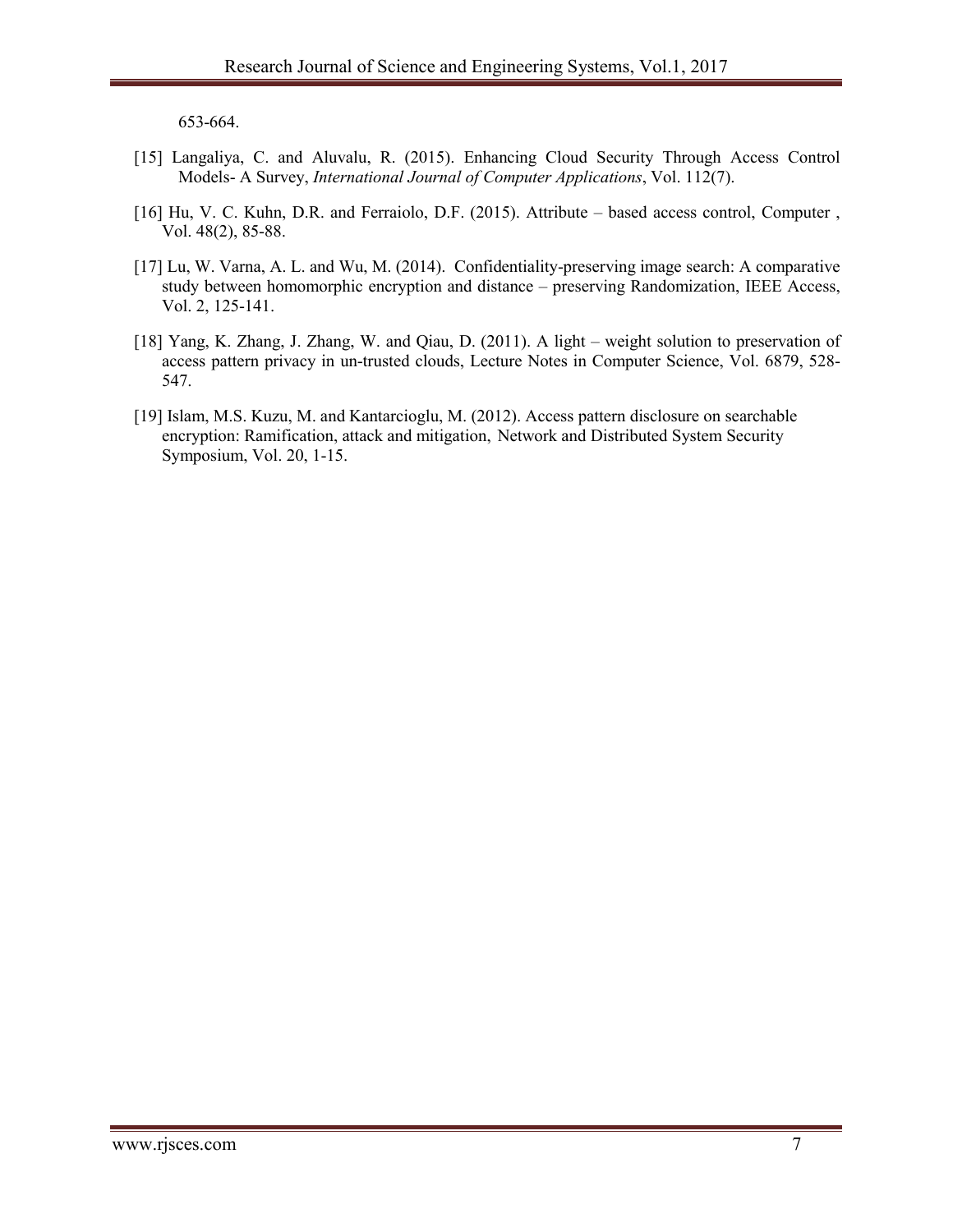653-664.

[15] Langaliya, C. and Aluvalu, R. (2015). Enhancing Cloud Security Through Access Control Models- A Survey, *International Journal of Computer Applications*, Vol. 112(7).

[16] Hu, V. C. Kuhn, D.R. and Ferraiolo, D.F. (2015). Attribute – based access control, Computer , Vol. 48(2), 85-88.

[17] Lu, W. Varna, A. L. and Wu, M. (2014). Confidentiality-preserving image search: A comparative study between homomorphic encryption and distance – preserving Randomization, IEEE Access, Vol. 2, 125-141.

[18] Yang, K. Zhang, J. Zhang, W. and Qiau, D. (2011). A light – weight solution to preservation of access pattern privacy in un-trusted clouds, Lecture Notes in Computer Science, Vol. 6879, 528-547.

[19] Islam, M.S. Kuzu, M. and Kantarcioglu, M. (2012). Access pattern disclosure on searchable encryption: Ramification, attack and mitigation, Network and Distributed System Security Symposium, Vol. 20, 1-15.